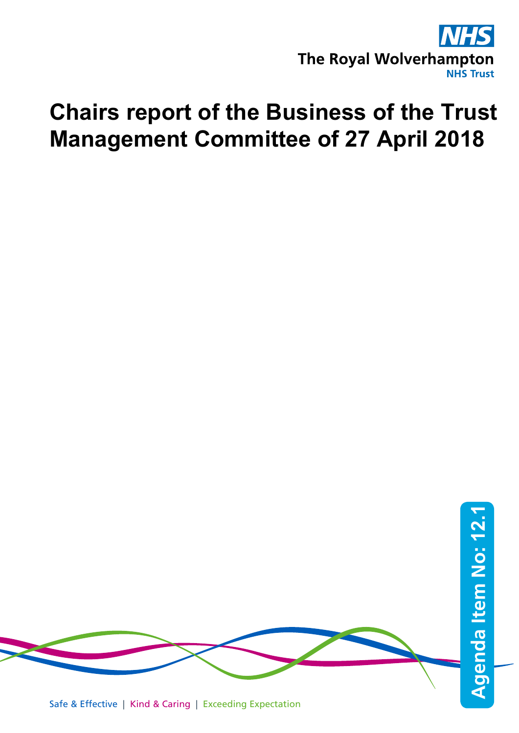The Royal Wolverhampton NHS Trust

# Chairs report of the Business of the Trust Management Committee of 27 April 2018

Agenda Item No: 12.1

Safe & Effective | Kind & Caring | Exceeding Expectation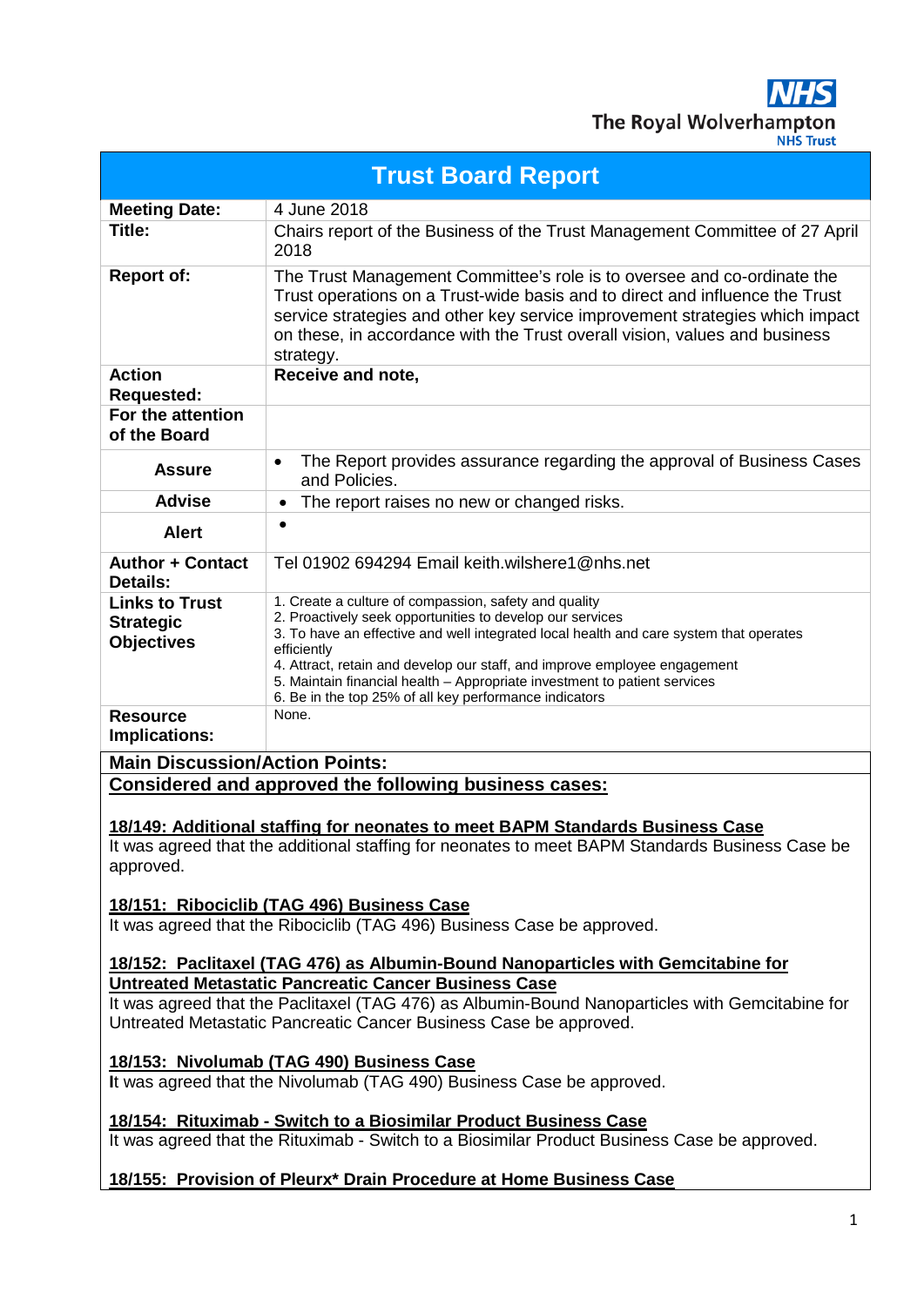The Royal Wolverhampton NHS Trust

| Trust Board Report | |
|---|---|
| **Meeting Date:** | 4 June 2018 |
| **Title:** | Chairs report of the Business of the Trust Management Committee of 27 April 2018 |
| **Report of:** | The Trust Management Committee's role is to oversee and co-ordinate the Trust operations on a Trust-wide basis and to direct and influence the Trust service strategies and other key service improvement strategies which impact on these, in accordance with the Trust overall vision, values and business strategy. |
| **Action Requested:** | **Receive and note,** |
| **For the attention of the Board** | |
| **Assure** | • The Report provides assurance regarding the approval of Business Cases and Policies. |
| **Advise** | • The report raises no new or changed risks. |
| **Alert** | • |
| **Author + Contact Details:** | Tel 01902 694294 Email keith.wilshere1@nhs.net |
| **Links to Trust Strategic Objectives** | 1. Create a culture of compassion, safety and quality<br>2. Proactively seek opportunities to develop our services<br>3. To have an effective and well integrated local health and care system that operates efficiently<br>4. Attract, retain and develop our staff, and improve employee engagement<br>5. Maintain financial health – Appropriate investment to patient services<br>6. Be in the top 25% of all key performance indicators |
| **Resource Implications:** | None. |

**Main Discussion/Action Points:**

**Considered and approved the following business cases:**

**18/149: Additional staffing for neonates to meet BAPM Standards Business Case**

It was agreed that the additional staffing for neonates to meet BAPM Standards Business Case be approved.

**18/151: Ribociclib (TAG 496) Business Case**

It was agreed that the Ribociclib (TAG 496) Business Case be approved.

**18/152: Paclitaxel (TAG 476) as Albumin-Bound Nanoparticles with Gemcitabine for Untreated Metastatic Pancreatic Cancer Business Case**

It was agreed that the Paclitaxel (TAG 476) as Albumin-Bound Nanoparticles with Gemcitabine for Untreated Metastatic Pancreatic Cancer Business Case be approved.

**18/153: Nivolumab (TAG 490) Business Case**

It was agreed that the Nivolumab (TAG 490) Business Case be approved.

**18/154: Rituximab - Switch to a Biosimilar Product Business Case**

It was agreed that the Rituximab - Switch to a Biosimilar Product Business Case be approved.

**18/155: Provision of Pleurx* Drain Procedure at Home Business Case**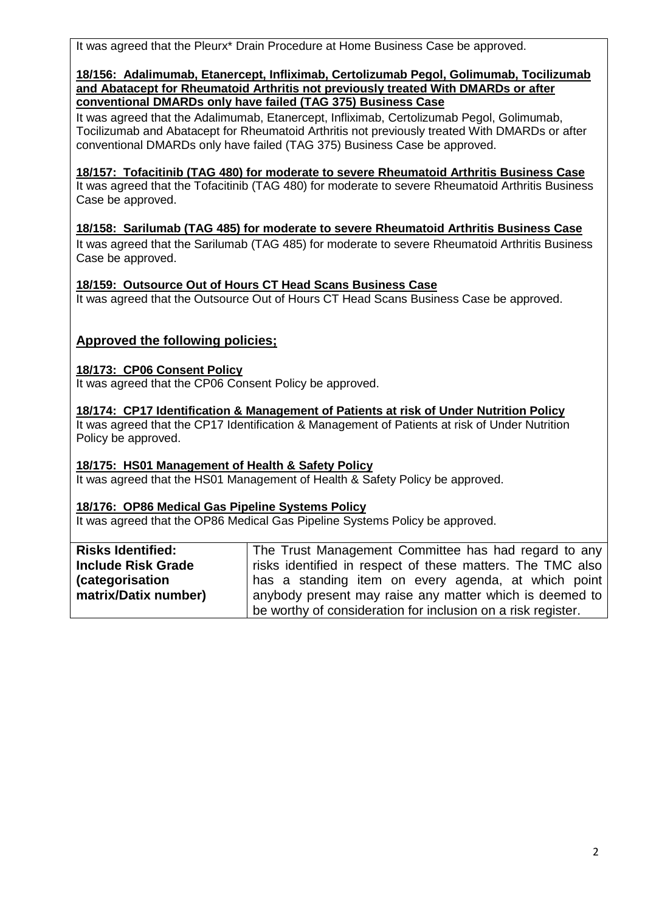It was agreed that the Pleurx* Drain Procedure at Home Business Case be approved.

**18/156: Adalimumab, Etanercept, Infliximab, Certolizumab Pegol, Golimumab, Tocilizumab and Abatacept for Rheumatoid Arthritis not previously treated With DMARDs or after conventional DMARDs only have failed (TAG 375) Business Case**

It was agreed that the Adalimumab, Etanercept, Infliximab, Certolizumab Pegol, Golimumab, Tocilizumab and Abatacept for Rheumatoid Arthritis not previously treated With DMARDs or after conventional DMARDs only have failed (TAG 375) Business Case be approved.

**18/157: Tofacitinib (TAG 480) for moderate to severe Rheumatoid Arthritis Business Case**

It was agreed that the Tofacitinib (TAG 480) for moderate to severe Rheumatoid Arthritis Business Case be approved.

**18/158: Sarilumab (TAG 485) for moderate to severe Rheumatoid Arthritis Business Case**

It was agreed that the Sarilumab (TAG 485) for moderate to severe Rheumatoid Arthritis Business Case be approved.

**18/159: Outsource Out of Hours CT Head Scans Business Case**

It was agreed that the Outsource Out of Hours CT Head Scans Business Case be approved.

## Approved the following policies;

**18/173: CP06 Consent Policy**

It was agreed that the CP06 Consent Policy be approved.

**18/174: CP17 Identification & Management of Patients at risk of Under Nutrition Policy**

It was agreed that the CP17 Identification & Management of Patients at risk of Under Nutrition Policy be approved.

**18/175: HS01 Management of Health & Safety Policy**

It was agreed that the HS01 Management of Health & Safety Policy be approved.

**18/176: OP86 Medical Gas Pipeline Systems Policy**

It was agreed that the OP86 Medical Gas Pipeline Systems Policy be approved.

| **Risks Identified: Include Risk Grade (categorisation matrix/Datix number)** | The Trust Management Committee has had regard to any risks identified in respect of these matters. The TMC also has a standing item on every agenda, at which point anybody present may raise any matter which is deemed to be worthy of consideration for inclusion on a risk register. |
|---|---|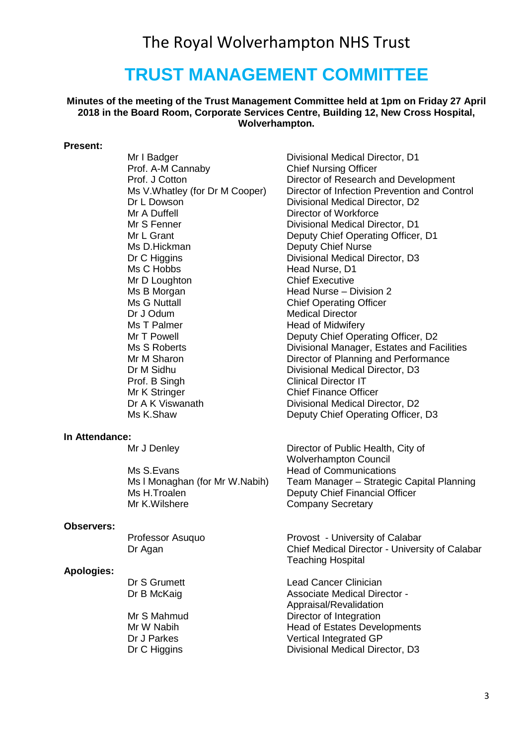# The Royal Wolverhampton NHS Trust

# TRUST MANAGEMENT COMMITTEE

**Minutes of the meeting of the Trust Management Committee held at 1pm on Friday 27 April 2018 in the Board Room, Corporate Services Centre, Building 12, New Cross Hospital, Wolverhampton.**

**Present:**

| | |
|---|---|
| Mr I Badger | Divisional Medical Director, D1 |
| Prof. A-M Cannaby | Chief Nursing Officer |
| Prof. J Cotton | Director of Research and Development |
| Ms V.Whatley (for Dr M Cooper) | Director of Infection Prevention and Control |
| Dr L Dowson | Divisional Medical Director, D2 |
| Mr A Duffell | Director of Workforce |
| Mr S Fenner | Divisional Medical Director, D1 |
| Mr L Grant | Deputy Chief Operating Officer, D1 |
| Ms D.Hickman | Deputy Chief Nurse |
| Dr C Higgins | Divisional Medical Director, D3 |
| Ms C Hobbs | Head Nurse, D1 |
| Mr D Loughton | Chief Executive |
| Ms B Morgan | Head Nurse – Division 2 |
| Ms G Nuttall | Chief Operating Officer |
| Dr J Odum | Medical Director |
| Ms T Palmer | Head of Midwifery |
| Mr T Powell | Deputy Chief Operating Officer, D2 |
| Ms S Roberts | Divisional Manager, Estates and Facilities |
| Mr M Sharon | Director of Planning and Performance |
| Dr M Sidhu | Divisional Medical Director, D3 |
| Prof. B Singh | Clinical Director IT |
| Mr K Stringer | Chief Finance Officer |
| Dr A K Viswanath | Divisional Medical Director, D2 |
| Ms K.Shaw | Deputy Chief Operating Officer, D3 |

**In Attendance:**

| | |
|---|---|
| Mr J Denley | Director of Public Health, City of Wolverhampton Council |
| Ms S.Evans | Head of Communications |
| Ms I Monaghan (for Mr W.Nabih) | Team Manager – Strategic Capital Planning |
| Ms H.Troalen | Deputy Chief Financial Officer |
| Mr K.Wilshere | Company Secretary |

**Observers:**

| | |
|---|---|
| Professor Asuquo | Provost - University of Calabar |
| Dr Agan | Chief Medical Director - University of Calabar Teaching Hospital |

**Apologies:**

| | |
|---|---|
| Dr S Grumett | Lead Cancer Clinician |
| Dr B McKaig | Associate Medical Director - Appraisal/Revalidation |
| Mr S Mahmud | Director of Integration |
| Mr W Nabih | Head of Estates Developments |
| Dr J Parkes | Vertical Integrated GP |
| Dr C Higgins | Divisional Medical Director, D3 |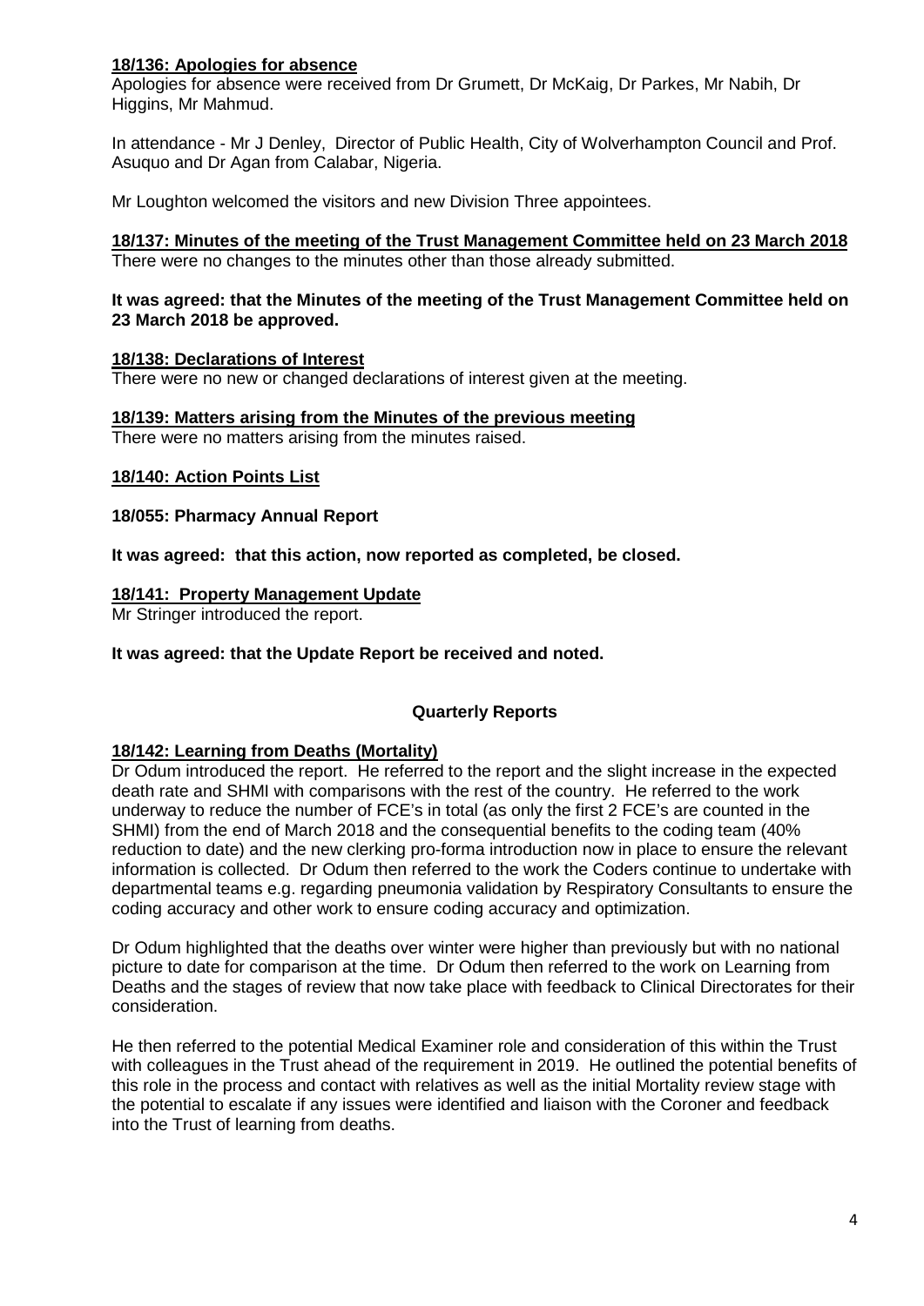**<u>18/136: Apologies for absence</u>**
Apologies for absence were received from Dr Grumett, Dr McKaig, Dr Parkes, Mr Nabih, Dr Higgins, Mr Mahmud.

In attendance - Mr J Denley, Director of Public Health, City of Wolverhampton Council and Prof. Asuquo and Dr Agan from Calabar, Nigeria.

Mr Loughton welcomed the visitors and new Division Three appointees.

**<u>18/137: Minutes of the meeting of the Trust Management Committee held on 23 March 2018</u>**
There were no changes to the minutes other than those already submitted.

**It was agreed: that the Minutes of the meeting of the Trust Management Committee held on 23 March 2018 be approved.**

**<u>18/138: Declarations of Interest</u>**
There were no new or changed declarations of interest given at the meeting.

**<u>18/139: Matters arising from the Minutes of the previous meeting</u>**
There were no matters arising from the minutes raised.

**<u>18/140: Action Points List</u>**

**18/055: Pharmacy Annual Report**

**It was agreed: that this action, now reported as completed, be closed.**

**<u>18/141: Property Management Update</u>**
Mr Stringer introduced the report.

**It was agreed: that the Update Report be received and noted.**

## Quarterly Reports

**<u>18/142: Learning from Deaths (Mortality)</u>**
Dr Odum introduced the report. He referred to the report and the slight increase in the expected death rate and SHMI with comparisons with the rest of the country. He referred to the work underway to reduce the number of FCE's in total (as only the first 2 FCE's are counted in the SHMI) from the end of March 2018 and the consequential benefits to the coding team (40% reduction to date) and the new clerking pro-forma introduction now in place to ensure the relevant information is collected. Dr Odum then referred to the work the Coders continue to undertake with departmental teams e.g. regarding pneumonia validation by Respiratory Consultants to ensure the coding accuracy and other work to ensure coding accuracy and optimization.

Dr Odum highlighted that the deaths over winter were higher than previously but with no national picture to date for comparison at the time. Dr Odum then referred to the work on Learning from Deaths and the stages of review that now take place with feedback to Clinical Directorates for their consideration.

He then referred to the potential Medical Examiner role and consideration of this within the Trust with colleagues in the Trust ahead of the requirement in 2019. He outlined the potential benefits of this role in the process and contact with relatives as well as the initial Mortality review stage with the potential to escalate if any issues were identified and liaison with the Coroner and feedback into the Trust of learning from deaths.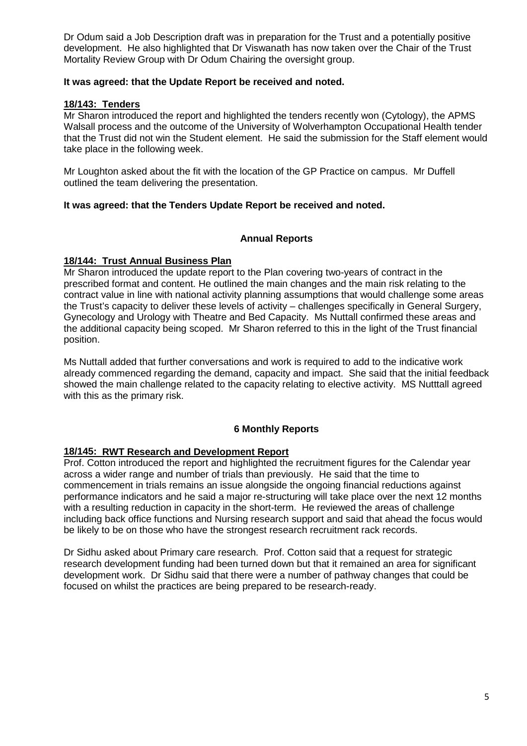Dr Odum said a Job Description draft was in preparation for the Trust and a potentially positive development. He also highlighted that Dr Viswanath has now taken over the Chair of the Trust Mortality Review Group with Dr Odum Chairing the oversight group.

**It was agreed: that the Update Report be received and noted.**

**18/143: Tenders**

Mr Sharon introduced the report and highlighted the tenders recently won (Cytology), the APMS Walsall process and the outcome of the University of Wolverhampton Occupational Health tender that the Trust did not win the Student element. He said the submission for the Staff element would take place in the following week.

Mr Loughton asked about the fit with the location of the GP Practice on campus. Mr Duffell outlined the team delivering the presentation.

**It was agreed: that the Tenders Update Report be received and noted.**

## Annual Reports

**18/144: Trust Annual Business Plan**

Mr Sharon introduced the update report to the Plan covering two-years of contract in the prescribed format and content. He outlined the main changes and the main risk relating to the contract value in line with national activity planning assumptions that would challenge some areas the Trust's capacity to deliver these levels of activity – challenges specifically in General Surgery, Gynecology and Urology with Theatre and Bed Capacity. Ms Nuttall confirmed these areas and the additional capacity being scoped. Mr Sharon referred to this in the light of the Trust financial position.

Ms Nuttall added that further conversations and work is required to add to the indicative work already commenced regarding the demand, capacity and impact. She said that the initial feedback showed the main challenge related to the capacity relating to elective activity. MS Nutttall agreed with this as the primary risk.

## 6 Monthly Reports

**18/145: RWT Research and Development Report**

Prof. Cotton introduced the report and highlighted the recruitment figures for the Calendar year across a wider range and number of trials than previously. He said that the time to commencement in trials remains an issue alongside the ongoing financial reductions against performance indicators and he said a major re-structuring will take place over the next 12 months with a resulting reduction in capacity in the short-term. He reviewed the areas of challenge including back office functions and Nursing research support and said that ahead the focus would be likely to be on those who have the strongest research recruitment rack records.

Dr Sidhu asked about Primary care research. Prof. Cotton said that a request for strategic research development funding had been turned down but that it remained an area for significant development work. Dr Sidhu said that there were a number of pathway changes that could be focused on whilst the practices are being prepared to be research-ready.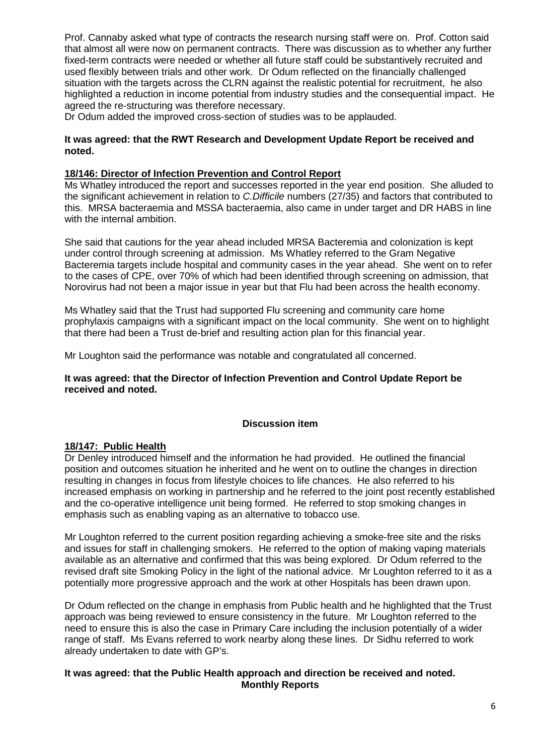Prof. Cannaby asked what type of contracts the research nursing staff were on. Prof. Cotton said that almost all were now on permanent contracts. There was discussion as to whether any further fixed-term contracts were needed or whether all future staff could be substantively recruited and used flexibly between trials and other work. Dr Odum reflected on the financially challenged situation with the targets across the CLRN against the realistic potential for recruitment, he also highlighted a reduction in income potential from industry studies and the consequential impact. He agreed the re-structuring was therefore necessary.
Dr Odum added the improved cross-section of studies was to be applauded.

**It was agreed: that the RWT Research and Development Update Report be received and noted.**

**18/146: Director of Infection Prevention and Control Report**

Ms Whatley introduced the report and successes reported in the year end position. She alluded to the significant achievement in relation to *C.Difficile* numbers (27/35) and factors that contributed to this. MRSA bacteraemia and MSSA bacteraemia, also came in under target and DR HABS in line with the internal ambition.

She said that cautions for the year ahead included MRSA Bacteremia and colonization is kept under control through screening at admission. Ms Whatley referred to the Gram Negative Bacteremia targets include hospital and community cases in the year ahead. She went on to refer to the cases of CPE, over 70% of which had been identified through screening on admission, that Norovirus had not been a major issue in year but that Flu had been across the health economy.

Ms Whatley said that the Trust had supported Flu screening and community care home prophylaxis campaigns with a significant impact on the local community. She went on to highlight that there had been a Trust de-brief and resulting action plan for this financial year.

Mr Loughton said the performance was notable and congratulated all concerned.

**It was agreed: that the Director of Infection Prevention and Control Update Report be received and noted.**

**Discussion item**

**18/147: Public Health**

Dr Denley introduced himself and the information he had provided. He outlined the financial position and outcomes situation he inherited and he went on to outline the changes in direction resulting in changes in focus from lifestyle choices to life chances. He also referred to his increased emphasis on working in partnership and he referred to the joint post recently established and the co-operative intelligence unit being formed. He referred to stop smoking changes in emphasis such as enabling vaping as an alternative to tobacco use.

Mr Loughton referred to the current position regarding achieving a smoke-free site and the risks and issues for staff in challenging smokers. He referred to the option of making vaping materials available as an alternative and confirmed that this was being explored. Dr Odum referred to the revised draft site Smoking Policy in the light of the national advice. Mr Loughton referred to it as a potentially more progressive approach and the work at other Hospitals has been drawn upon.

Dr Odum reflected on the change in emphasis from Public health and he highlighted that the Trust approach was being reviewed to ensure consistency in the future. Mr Loughton referred to the need to ensure this is also the case in Primary Care including the inclusion potentially of a wider range of staff. Ms Evans referred to work nearby along these lines. Dr Sidhu referred to work already undertaken to date with GP's.

**It was agreed: that the Public Health approach and direction be received and noted.**

**Monthly Reports**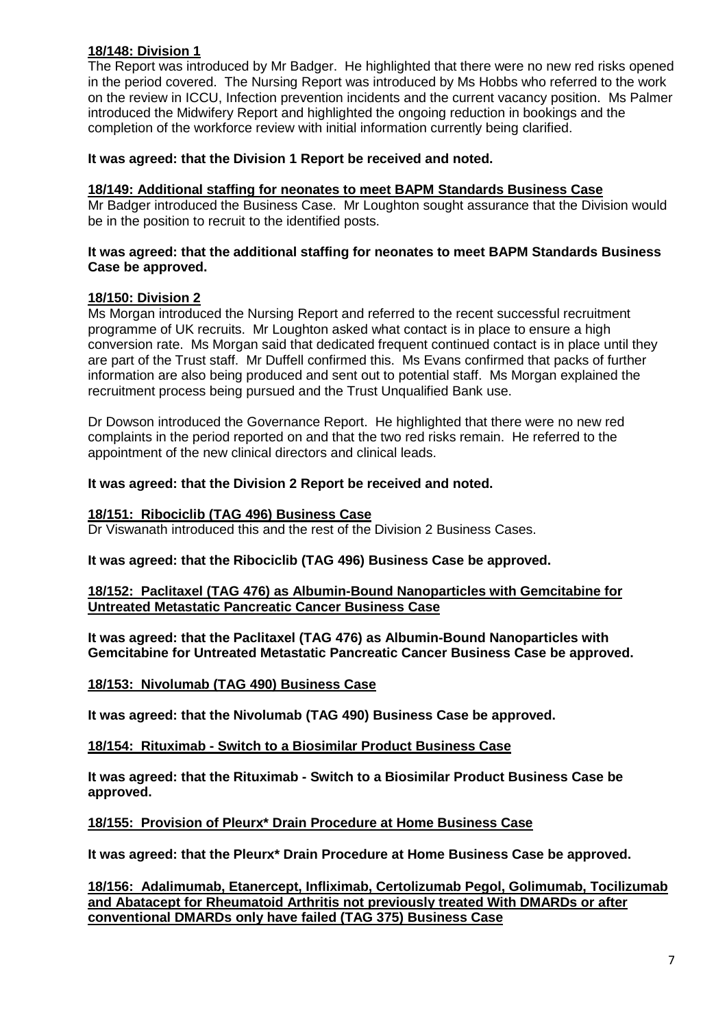**18/148: Division 1**

The Report was introduced by Mr Badger. He highlighted that there were no new red risks opened in the period covered. The Nursing Report was introduced by Ms Hobbs who referred to the work on the review in ICCU, Infection prevention incidents and the current vacancy position. Ms Palmer introduced the Midwifery Report and highlighted the ongoing reduction in bookings and the completion of the workforce review with initial information currently being clarified.

**It was agreed: that the Division 1 Report be received and noted.**

**18/149: Additional staffing for neonates to meet BAPM Standards Business Case**

Mr Badger introduced the Business Case. Mr Loughton sought assurance that the Division would be in the position to recruit to the identified posts.

**It was agreed: that the additional staffing for neonates to meet BAPM Standards Business Case be approved.**

**18/150: Division 2**

Ms Morgan introduced the Nursing Report and referred to the recent successful recruitment programme of UK recruits. Mr Loughton asked what contact is in place to ensure a high conversion rate. Ms Morgan said that dedicated frequent continued contact is in place until they are part of the Trust staff. Mr Duffell confirmed this. Ms Evans confirmed that packs of further information are also being produced and sent out to potential staff. Ms Morgan explained the recruitment process being pursued and the Trust Unqualified Bank use.

Dr Dowson introduced the Governance Report. He highlighted that there were no new red complaints in the period reported on and that the two red risks remain. He referred to the appointment of the new clinical directors and clinical leads.

**It was agreed: that the Division 2 Report be received and noted.**

**18/151: Ribociclib (TAG 496) Business Case**

Dr Viswanath introduced this and the rest of the Division 2 Business Cases.

**It was agreed: that the Ribociclib (TAG 496) Business Case be approved.**

**18/152: Paclitaxel (TAG 476) as Albumin-Bound Nanoparticles with Gemcitabine for Untreated Metastatic Pancreatic Cancer Business Case**

**It was agreed: that the Paclitaxel (TAG 476) as Albumin-Bound Nanoparticles with Gemcitabine for Untreated Metastatic Pancreatic Cancer Business Case be approved.**

**18/153: Nivolumab (TAG 490) Business Case**

**It was agreed: that the Nivolumab (TAG 490) Business Case be approved.**

**18/154: Rituximab - Switch to a Biosimilar Product Business Case**

**It was agreed: that the Rituximab - Switch to a Biosimilar Product Business Case be approved.**

**18/155: Provision of Pleurx* Drain Procedure at Home Business Case**

**It was agreed: that the Pleurx* Drain Procedure at Home Business Case be approved.**

**18/156: Adalimumab, Etanercept, Infliximab, Certolizumab Pegol, Golimumab, Tocilizumab and Abatacept for Rheumatoid Arthritis not previously treated With DMARDs or after conventional DMARDs only have failed (TAG 375) Business Case**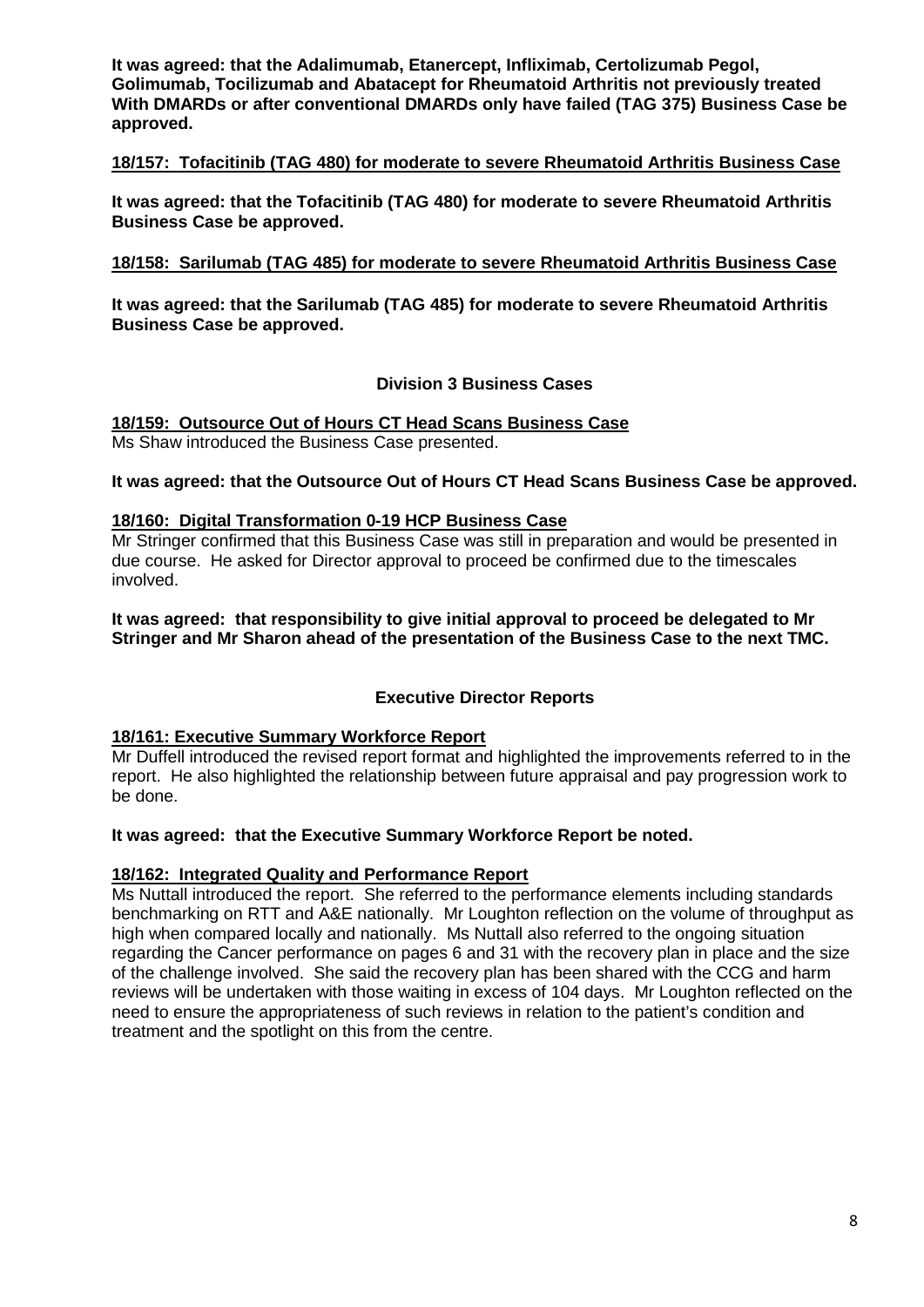**It was agreed: that the Adalimumab, Etanercept, Infliximab, Certolizumab Pegol, Golimumab, Tocilizumab and Abatacept for Rheumatoid Arthritis not previously treated With DMARDs or after conventional DMARDs only have failed (TAG 375) Business Case be approved.**

**18/157: Tofacitinib (TAG 480) for moderate to severe Rheumatoid Arthritis Business Case**

**It was agreed: that the Tofacitinib (TAG 480) for moderate to severe Rheumatoid Arthritis Business Case be approved.**

**18/158: Sarilumab (TAG 485) for moderate to severe Rheumatoid Arthritis Business Case**

**It was agreed: that the Sarilumab (TAG 485) for moderate to severe Rheumatoid Arthritis Business Case be approved.**

## Division 3 Business Cases

**18/159: Outsource Out of Hours CT Head Scans Business Case**

Ms Shaw introduced the Business Case presented.

**It was agreed: that the Outsource Out of Hours CT Head Scans Business Case be approved.**

**18/160: Digital Transformation 0-19 HCP Business Case**

Mr Stringer confirmed that this Business Case was still in preparation and would be presented in due course. He asked for Director approval to proceed be confirmed due to the timescales involved.

**It was agreed: that responsibility to give initial approval to proceed be delegated to Mr Stringer and Mr Sharon ahead of the presentation of the Business Case to the next TMC.**

## Executive Director Reports

**18/161: Executive Summary Workforce Report**

Mr Duffell introduced the revised report format and highlighted the improvements referred to in the report. He also highlighted the relationship between future appraisal and pay progression work to be done.

**It was agreed: that the Executive Summary Workforce Report be noted.**

**18/162: Integrated Quality and Performance Report**

Ms Nuttall introduced the report. She referred to the performance elements including standards benchmarking on RTT and A&E nationally. Mr Loughton reflection on the volume of throughput as high when compared locally and nationally. Ms Nuttall also referred to the ongoing situation regarding the Cancer performance on pages 6 and 31 with the recovery plan in place and the size of the challenge involved. She said the recovery plan has been shared with the CCG and harm reviews will be undertaken with those waiting in excess of 104 days. Mr Loughton reflected on the need to ensure the appropriateness of such reviews in relation to the patient's condition and treatment and the spotlight on this from the centre.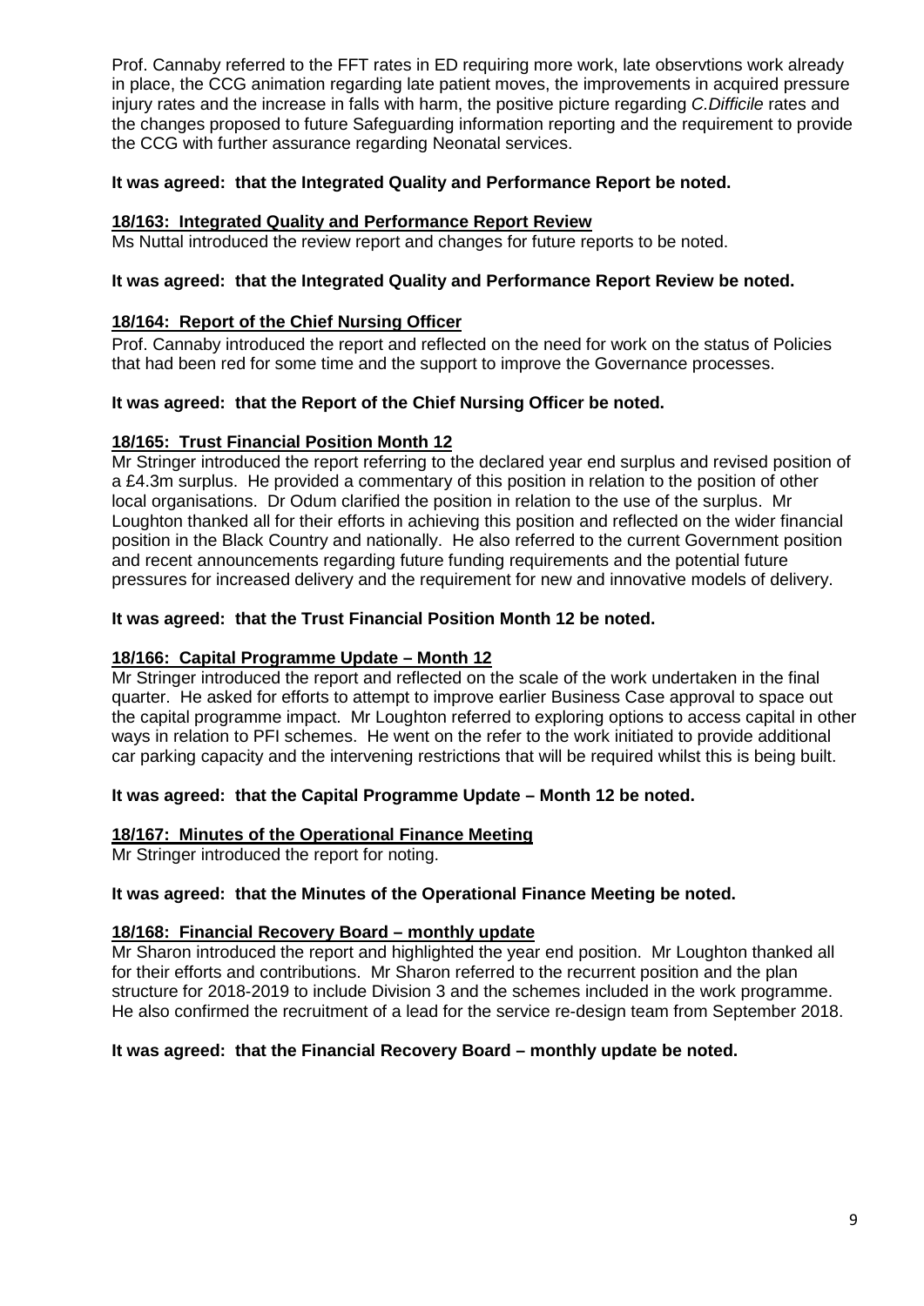Prof. Cannaby referred to the FFT rates in ED requiring more work, late observtions work already in place, the CCG animation regarding late patient moves, the improvements in acquired pressure injury rates and the increase in falls with harm, the positive picture regarding *C.Difficile* rates and the changes proposed to future Safeguarding information reporting and the requirement to provide the CCG with further assurance regarding Neonatal services.

**It was agreed: that the Integrated Quality and Performance Report be noted.**

**18/163: Integrated Quality and Performance Report Review**

Ms Nuttal introduced the review report and changes for future reports to be noted.

**It was agreed: that the Integrated Quality and Performance Report Review be noted.**

**18/164: Report of the Chief Nursing Officer**

Prof. Cannaby introduced the report and reflected on the need for work on the status of Policies that had been red for some time and the support to improve the Governance processes.

**It was agreed: that the Report of the Chief Nursing Officer be noted.**

**18/165: Trust Financial Position Month 12**

Mr Stringer introduced the report referring to the declared year end surplus and revised position of a £4.3m surplus. He provided a commentary of this position in relation to the position of other local organisations. Dr Odum clarified the position in relation to the use of the surplus. Mr Loughton thanked all for their efforts in achieving this position and reflected on the wider financial position in the Black Country and nationally. He also referred to the current Government position and recent announcements regarding future funding requirements and the potential future pressures for increased delivery and the requirement for new and innovative models of delivery.

**It was agreed: that the Trust Financial Position Month 12 be noted.**

**18/166: Capital Programme Update – Month 12**

Mr Stringer introduced the report and reflected on the scale of the work undertaken in the final quarter. He asked for efforts to attempt to improve earlier Business Case approval to space out the capital programme impact. Mr Loughton referred to exploring options to access capital in other ways in relation to PFI schemes. He went on the refer to the work initiated to provide additional car parking capacity and the intervening restrictions that will be required whilst this is being built.

**It was agreed: that the Capital Programme Update – Month 12 be noted.**

**18/167: Minutes of the Operational Finance Meeting**

Mr Stringer introduced the report for noting.

**It was agreed: that the Minutes of the Operational Finance Meeting be noted.**

**18/168: Financial Recovery Board – monthly update**

Mr Sharon introduced the report and highlighted the year end position. Mr Loughton thanked all for their efforts and contributions. Mr Sharon referred to the recurrent position and the plan structure for 2018-2019 to include Division 3 and the schemes included in the work programme. He also confirmed the recruitment of a lead for the service re-design team from September 2018.

**It was agreed: that the Financial Recovery Board – monthly update be noted.**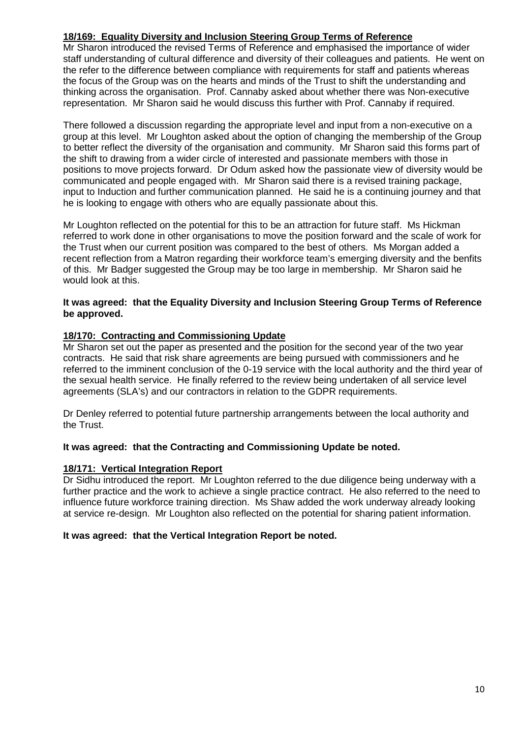**18/169: Equality Diversity and Inclusion Steering Group Terms of Reference**

Mr Sharon introduced the revised Terms of Reference and emphasised the importance of wider staff understanding of cultural difference and diversity of their colleagues and patients. He went on the refer to the difference between compliance with requirements for staff and patients whereas the focus of the Group was on the hearts and minds of the Trust to shift the understanding and thinking across the organisation. Prof. Cannaby asked about whether there was Non-executive representation. Mr Sharon said he would discuss this further with Prof. Cannaby if required.

There followed a discussion regarding the appropriate level and input from a non-executive on a group at this level. Mr Loughton asked about the option of changing the membership of the Group to better reflect the diversity of the organisation and community. Mr Sharon said this forms part of the shift to drawing from a wider circle of interested and passionate members with those in positions to move projects forward. Dr Odum asked how the passionate view of diversity would be communicated and people engaged with. Mr Sharon said there is a revised training package, input to Induction and further communication planned. He said he is a continuing journey and that he is looking to engage with others who are equally passionate about this.

Mr Loughton reflected on the potential for this to be an attraction for future staff. Ms Hickman referred to work done in other organisations to move the position forward and the scale of work for the Trust when our current position was compared to the best of others. Ms Morgan added a recent reflection from a Matron regarding their workforce team's emerging diversity and the benfits of this. Mr Badger suggested the Group may be too large in membership. Mr Sharon said he would look at this.

**It was agreed: that the Equality Diversity and Inclusion Steering Group Terms of Reference be approved.**

**18/170: Contracting and Commissioning Update**

Mr Sharon set out the paper as presented and the position for the second year of the two year contracts. He said that risk share agreements are being pursued with commissioners and he referred to the imminent conclusion of the 0-19 service with the local authority and the third year of the sexual health service. He finally referred to the review being undertaken of all service level agreements (SLA's) and our contractors in relation to the GDPR requirements.

Dr Denley referred to potential future partnership arrangements between the local authority and the Trust.

**It was agreed: that the Contracting and Commissioning Update be noted.**

**18/171: Vertical Integration Report**

Dr Sidhu introduced the report. Mr Loughton referred to the due diligence being underway with a further practice and the work to achieve a single practice contract. He also referred to the need to influence future workforce training direction. Ms Shaw added the work underway already looking at service re-design. Mr Loughton also reflected on the potential for sharing patient information.

**It was agreed: that the Vertical Integration Report be noted.**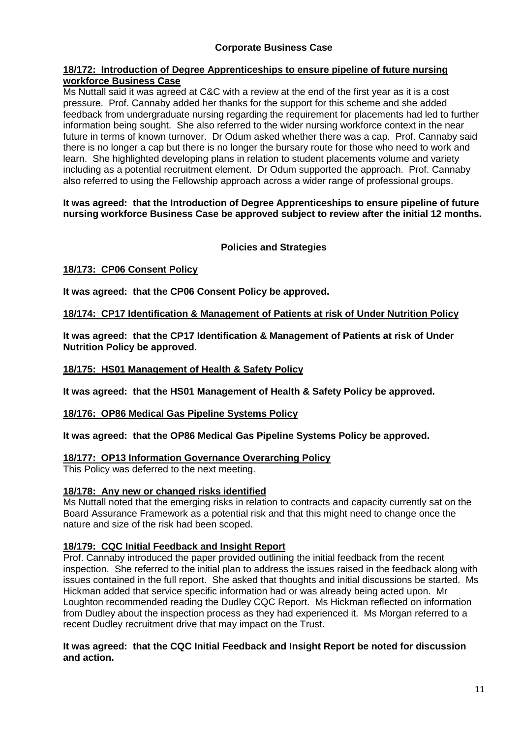## Corporate Business Case

**18/172: Introduction of Degree Apprenticeships to ensure pipeline of future nursing workforce Business Case**

Ms Nuttall said it was agreed at C&C with a review at the end of the first year as it is a cost pressure. Prof. Cannaby added her thanks for the support for this scheme and she added feedback from undergraduate nursing regarding the requirement for placements had led to further information being sought. She also referred to the wider nursing workforce context in the near future in terms of known turnover. Dr Odum asked whether there was a cap. Prof. Cannaby said there is no longer a cap but there is no longer the bursary route for those who need to work and learn. She highlighted developing plans in relation to student placements volume and variety including as a potential recruitment element. Dr Odum supported the approach. Prof. Cannaby also referred to using the Fellowship approach across a wider range of professional groups.

**It was agreed: that the Introduction of Degree Apprenticeships to ensure pipeline of future nursing workforce Business Case be approved subject to review after the initial 12 months.**

## Policies and Strategies

**18/173: CP06 Consent Policy**

**It was agreed: that the CP06 Consent Policy be approved.**

**18/174: CP17 Identification & Management of Patients at risk of Under Nutrition Policy**

**It was agreed: that the CP17 Identification & Management of Patients at risk of Under Nutrition Policy be approved.**

**18/175: HS01 Management of Health & Safety Policy**

**It was agreed: that the HS01 Management of Health & Safety Policy be approved.**

**18/176: OP86 Medical Gas Pipeline Systems Policy**

**It was agreed: that the OP86 Medical Gas Pipeline Systems Policy be approved.**

**18/177: OP13 Information Governance Overarching Policy**

This Policy was deferred to the next meeting.

**18/178: Any new or changed risks identified**

Ms Nuttall noted that the emerging risks in relation to contracts and capacity currently sat on the Board Assurance Framework as a potential risk and that this might need to change once the nature and size of the risk had been scoped.

**18/179: CQC Initial Feedback and Insight Report**

Prof. Cannaby introduced the paper provided outlining the initial feedback from the recent inspection. She referred to the initial plan to address the issues raised in the feedback along with issues contained in the full report. She asked that thoughts and initial discussions be started. Ms Hickman added that service specific information had or was already being acted upon. Mr Loughton recommended reading the Dudley CQC Report. Ms Hickman reflected on information from Dudley about the inspection process as they had experienced it. Ms Morgan referred to a recent Dudley recruitment drive that may impact on the Trust.

**It was agreed: that the CQC Initial Feedback and Insight Report be noted for discussion and action.**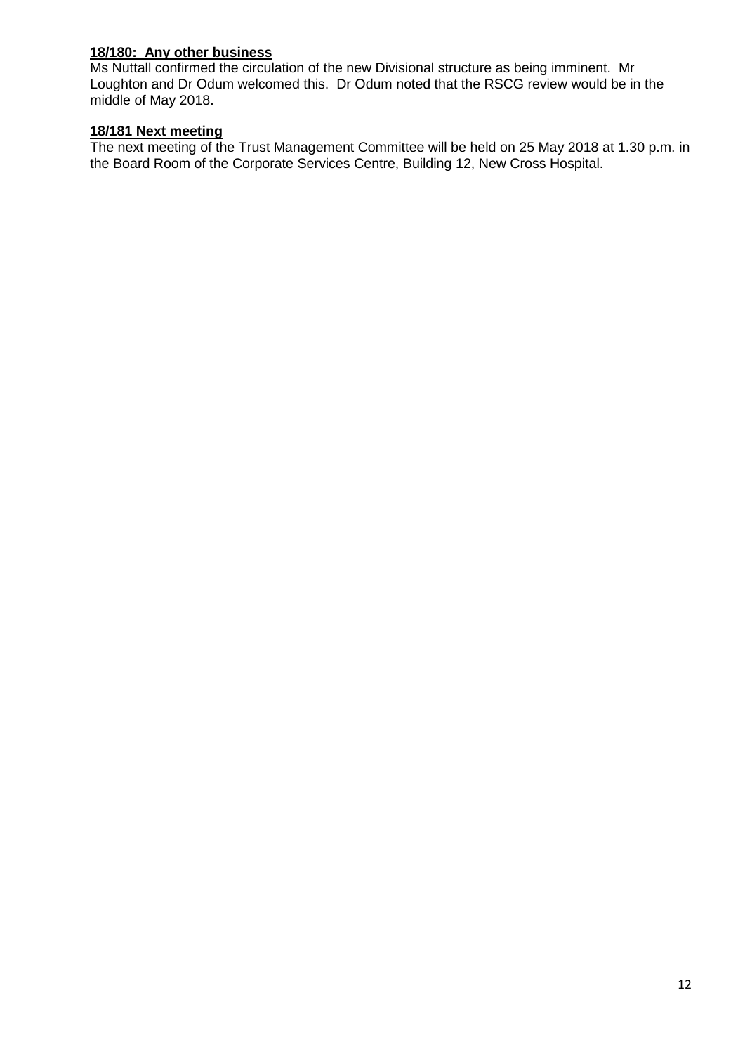**18/180: Any other business**

Ms Nuttall confirmed the circulation of the new Divisional structure as being imminent. Mr Loughton and Dr Odum welcomed this. Dr Odum noted that the RSCG review would be in the middle of May 2018.

**18/181 Next meeting**

The next meeting of the Trust Management Committee will be held on 25 May 2018 at 1.30 p.m. in the Board Room of the Corporate Services Centre, Building 12, New Cross Hospital.